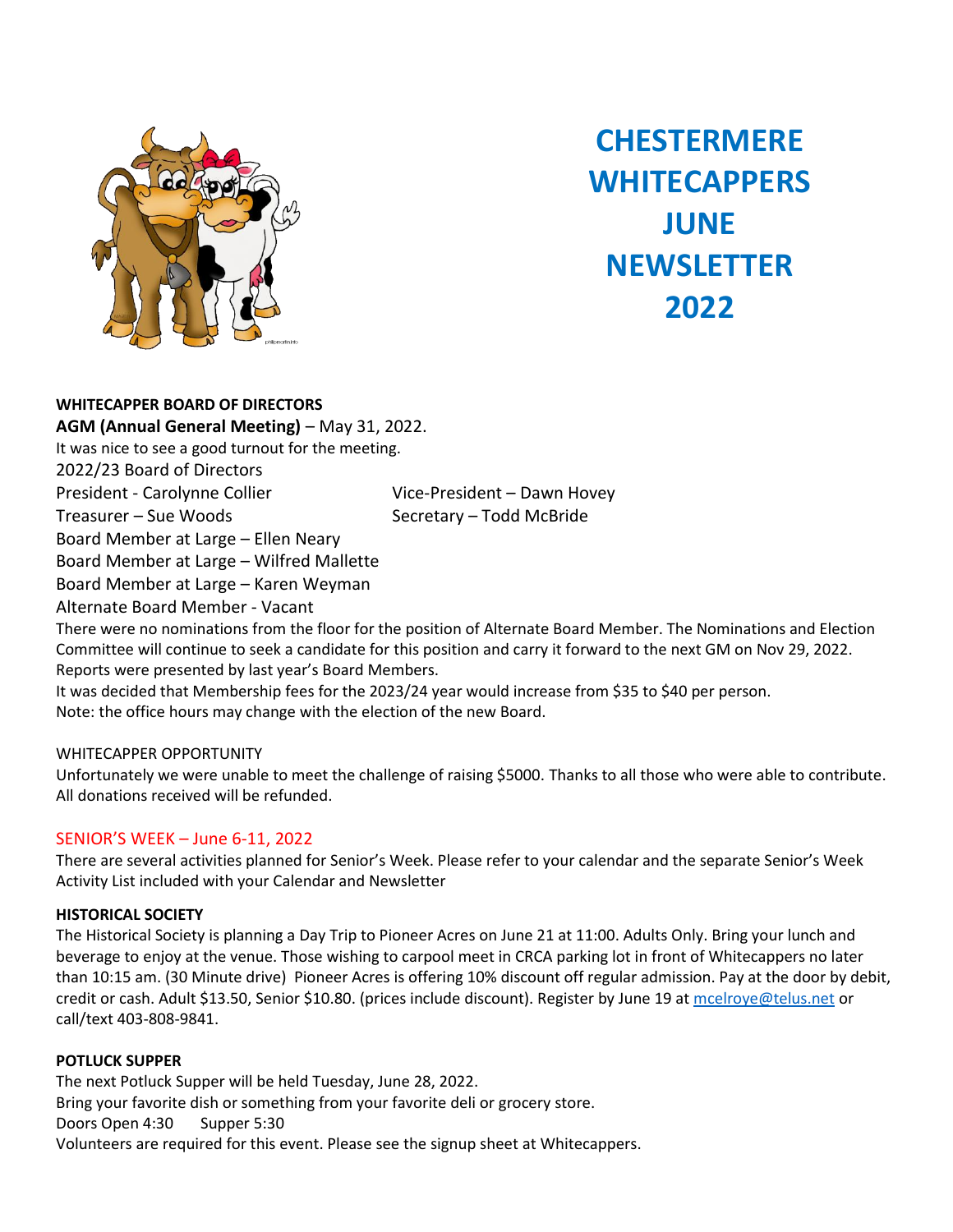# CHESTERMERE WHITECAPPERS JUNE NEWSLETTER 2022

**WHITECAPPER BOARD OF DIRECTORS**

**AGM (Annual General Meeting)** – May 31, 2022.

It was nice to see a good turnout for the meeting.

2022/23 Board of Directors

President - Carolynne Collier

Vice-President – Dawn Hovey

Treasurer – Sue Woods

Secretary – Todd McBride

Board Member at Large – Ellen Neary

Board Member at Large – Wilfred Mallette

Board Member at Large – Karen Weyman

Alternate Board Member - Vacant

There were no nominations from the floor for the position of Alternate Board Member. The Nominations and Election Committee will continue to seek a candidate for this position and carry it forward to the next GM on Nov 29, 2022.

Reports were presented by last year's Board Members.

It was decided that Membership fees for the 2023/24 year would increase from $35 to $40 per person.

Note: the office hours may change with the election of the new Board.

WHITECAPPER OPPORTUNITY

Unfortunately we were unable to meet the challenge of raising $5000. Thanks to all those who were able to contribute. All donations received will be refunded.

## SENIOR'S WEEK – June 6-11, 2022

There are several activities planned for Senior's Week. Please refer to your calendar and the separate Senior's Week Activity List included with your Calendar and Newsletter

**HISTORICAL SOCIETY**

The Historical Society is planning a Day Trip to Pioneer Acres on June 21 at 11:00. Adults Only. Bring your lunch and beverage to enjoy at the venue. Those wishing to carpool meet in CRCA parking lot in front of Whitecappers no later than 10:15 am. (30 Minute drive) Pioneer Acres is offering 10% discount off regular admission. Pay at the door by debit, credit or cash. Adult $13.50, Senior $10.80. (prices include discount). Register by June 19 at mcelroye@telus.net or call/text 403-808-9841.

**POTLUCK SUPPER**

The next Potluck Supper will be held Tuesday, June 28, 2022.

Bring your favorite dish or something from your favorite deli or grocery store.

Doors Open 4:30 Supper 5:30

Volunteers are required for this event. Please see the signup sheet at Whitecappers.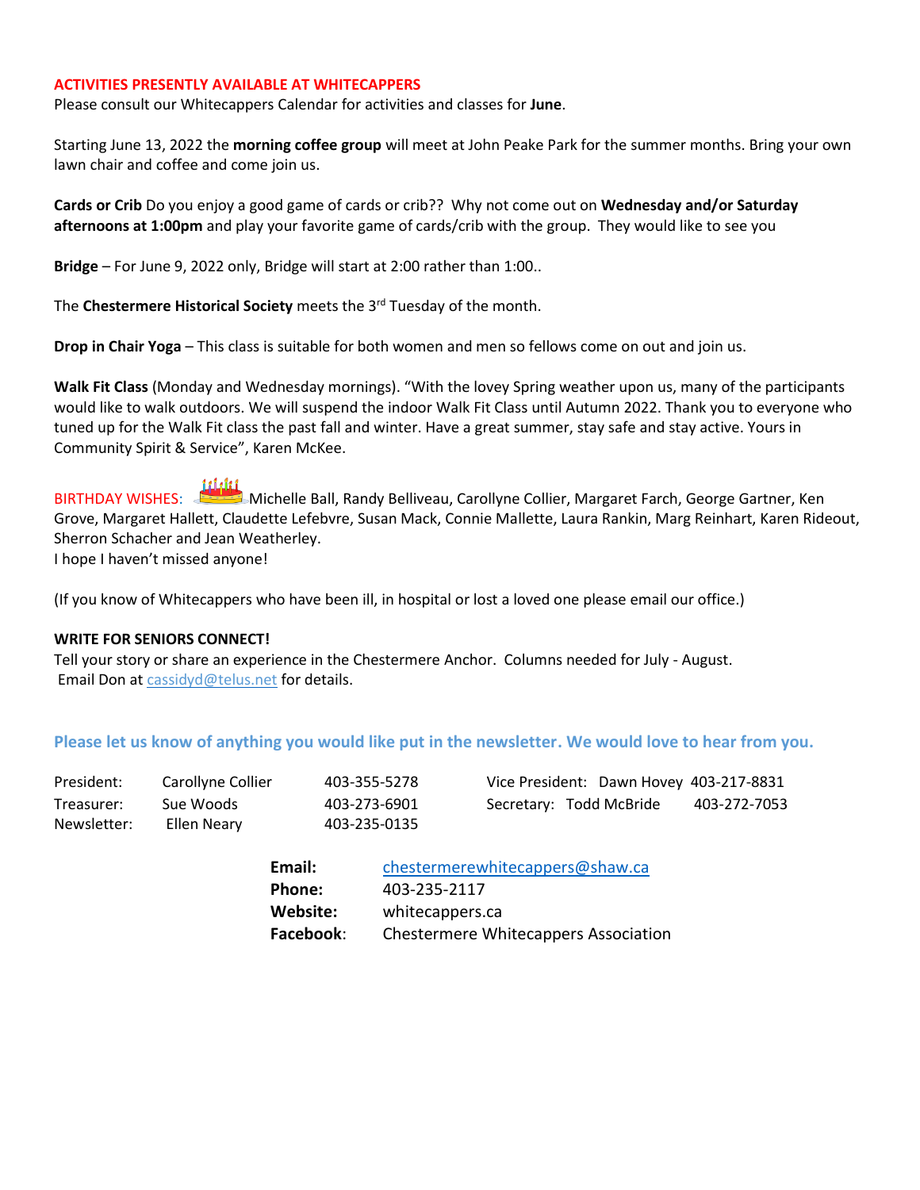**ACTIVITIES PRESENTLY AVAILABLE AT WHITECAPPERS**

Please consult our Whitecappers Calendar for activities and classes for **June**.

Starting June 13, 2022 the **morning coffee group** will meet at John Peake Park for the summer months. Bring your own lawn chair and coffee and come join us.

**Cards or Crib** Do you enjoy a good game of cards or crib?? Why not come out on **Wednesday and/or Saturday afternoons at 1:00pm** and play your favorite game of cards/crib with the group. They would like to see you

**Bridge** – For June 9, 2022 only, Bridge will start at 2:00 rather than 1:00..

The **Chestermere Historical Society** meets the 3rd Tuesday of the month.

**Drop in Chair Yoga** – This class is suitable for both women and men so fellows come on out and join us.

**Walk Fit Class** (Monday and Wednesday mornings). "With the lovey Spring weather upon us, many of the participants would like to walk outdoors. We will suspend the indoor Walk Fit Class until Autumn 2022. Thank you to everyone who tuned up for the Walk Fit class the past fall and winter. Have a great summer, stay safe and stay active. Yours in Community Spirit & Service", Karen McKee.

BIRTHDAY WISHES: Michelle Ball, Randy Belliveau, Carollyne Collier, Margaret Farch, George Gartner, Ken Grove, Margaret Hallett, Claudette Lefebvre, Susan Mack, Connie Mallette, Laura Rankin, Marg Reinhart, Karen Rideout, Sherron Schacher and Jean Weatherley.
I hope I haven't missed anyone!

(If you know of Whitecappers who have been ill, in hospital or lost a loved one please email our office.)

**WRITE FOR SENIORS CONNECT!**

Tell your story or share an experience in the Chestermere Anchor. Columns needed for July - August.
Email Don at cassidyd@telus.net for details.

**Please let us know of anything you would like put in the newsletter. We would love to hear from you.**

| | | | | | |
|---|---|---|---|---|---|
| President: | Carollyne Collier | 403-355-5278 | Vice President: | Dawn Hovey | 403-217-8831 |
| Treasurer: | Sue Woods | 403-273-6901 | Secretary: | Todd McBride | 403-272-7053 |
| Newsletter: | Ellen Neary | 403-235-0135 | | | |

**Email:** chestermerewhitecappers@shaw.ca
**Phone:** 403-235-2117
**Website:** whitecappers.ca
**Facebook**: Chestermere Whitecappers Association